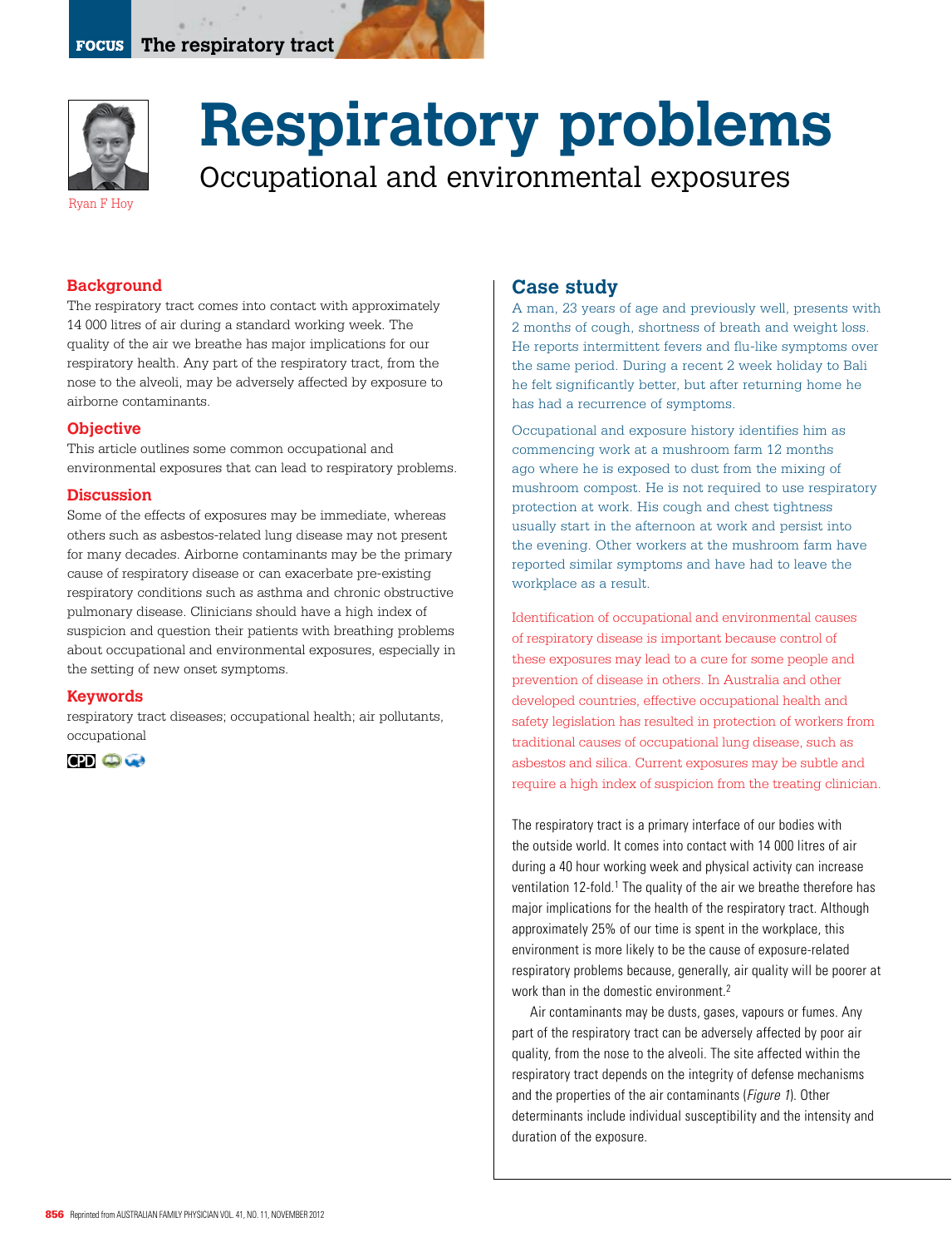# Respiratory problems

## Occupational and environmental exposures

Ryan F Hoy

### Background

The respiratory tract comes into contact with approximately 14 000 litres of air during a standard working week. The quality of the air we breathe has major implications for our respiratory health. Any part of the respiratory tract, from the nose to the alveoli, may be adversely affected by exposure to airborne contaminants.

### Objective

This article outlines some common occupational and environmental exposures that can lead to respiratory problems.

### Discussion

Some of the effects of exposures may be immediate, whereas others such as asbestos-related lung disease may not present for many decades. Airborne contaminants may be the primary cause of respiratory disease or can exacerbate pre-existing respiratory conditions such as asthma and chronic obstructive pulmonary disease. Clinicians should have a high index of suspicion and question their patients with breathing problems about occupational and environmental exposures, especially in the setting of new onset symptoms.

### Keywords

respiratory tract diseases; occupational health; air pollutants, occupational

## Case study

A man, 23 years of age and previously well, presents with 2 months of cough, shortness of breath and weight loss. He reports intermittent fevers and flu-like symptoms over the same period. During a recent 2 week holiday to Bali he felt significantly better, but after returning home he has had a recurrence of symptoms.

Occupational and exposure history identifies him as commencing work at a mushroom farm 12 months ago where he is exposed to dust from the mixing of mushroom compost. He is not required to use respiratory protection at work. His cough and chest tightness usually start in the afternoon at work and persist into the evening. Other workers at the mushroom farm have reported similar symptoms and have had to leave the workplace as a result.

Identification of occupational and environmental causes of respiratory disease is important because control of these exposures may lead to a cure for some people and prevention of disease in others. In Australia and other developed countries, effective occupational health and safety legislation has resulted in protection of workers from traditional causes of occupational lung disease, such as asbestos and silica. Current exposures may be subtle and require a high index of suspicion from the treating clinician.

The respiratory tract is a primary interface of our bodies with the outside world. It comes into contact with 14 000 litres of air during a 40 hour working week and physical activity can increase ventilation 12-fold.[1] The quality of the air we breathe therefore has major implications for the health of the respiratory tract. Although approximately 25% of our time is spent in the workplace, this environment is more likely to be the cause of exposure-related respiratory problems because, generally, air quality will be poorer at work than in the domestic environment.[2]

Air contaminants may be dusts, gases, vapours or fumes. Any part of the respiratory tract can be adversely affected by poor air quality, from the nose to the alveoli. The site affected within the respiratory tract depends on the integrity of defense mechanisms and the properties of the air contaminants (*Figure 1*). Other determinants include individual susceptibility and the intensity and duration of the exposure.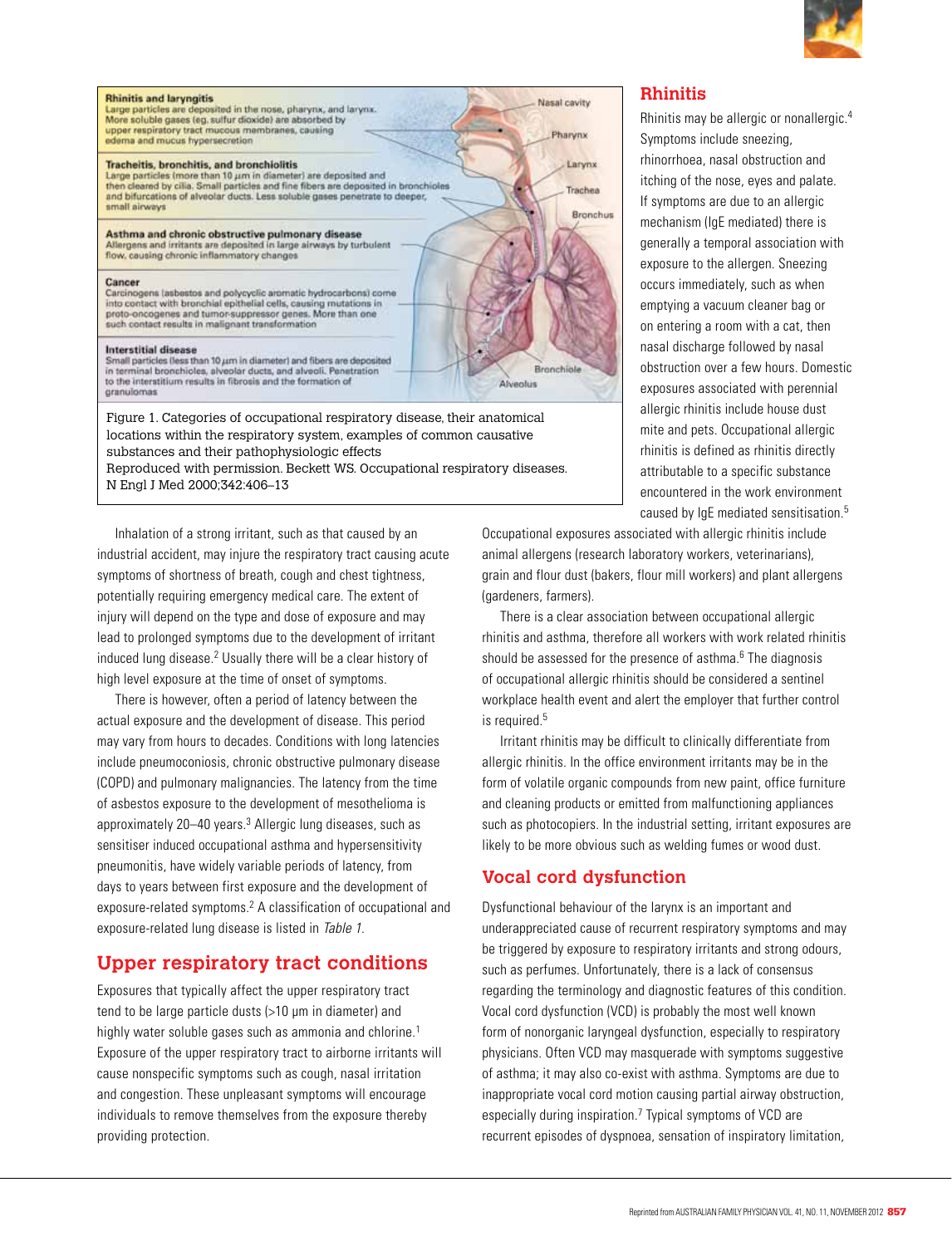**Rhinitis and laryngitis**
Large particles are deposited in the nose, pharynx, and larynx. More soluble gases (eg. sulfur dioxide) are absorbed by upper respiratory tract mucous membranes, causing edema and mucus hypersecretion

**Tracheitis, bronchitis, and bronchiolitis**
Large particles (more than 10 µm in diameter) are deposited and then cleared by cilia. Small particles and fine fibers are deposited in bronchioles and bifurcations of alveolar ducts. Less soluble gases penetrate to deeper, small airways

**Asthma and chronic obstructive pulmonary disease**
Allergens and irritants are deposited in large airways by turbulent flow, causing chronic inflammatory changes

**Cancer**
Carcinogens (asbestos and polycyclic aromatic hydrocarbons) come into contact with bronchial epithelial cells, causing mutations in proto-oncogenes and tumor-suppressor genes. More than one such contact results in malignant transformation

**Interstitial disease**
Small particles (less than 10 µm in diameter) and fibers are deposited in terminal bronchioles, alveolar ducts, and alveoli. Penetration to the interstitium results in fibrosis and the formation of granulomas

Nasal cavity, Pharynx, Larynx, Trachea, Bronchus, Bronchiole, Alveolus

Figure 1. Categories of occupational respiratory disease, their anatomical locations within the respiratory system, examples of common causative substances and their pathophysiologic effects
Reproduced with permission. Beckett WS. Occupational respiratory diseases. N Engl J Med 2000;342:406–13

Inhalation of a strong irritant, such as that caused by an industrial accident, may injure the respiratory tract causing acute symptoms of shortness of breath, cough and chest tightness, potentially requiring emergency medical care. The extent of injury will depend on the type and dose of exposure and may lead to prolonged symptoms due to the development of irritant induced lung disease.[2] Usually there will be a clear history of high level exposure at the time of onset of symptoms.

There is however, often a period of latency between the actual exposure and the development of disease. This period may vary from hours to decades. Conditions with long latencies include pneumoconiosis, chronic obstructive pulmonary disease (COPD) and pulmonary malignancies. The latency from the time of asbestos exposure to the development of mesothelioma is approximately 20–40 years.[3] Allergic lung diseases, such as sensitiser induced occupational asthma and hypersensitivity pneumonitis, have widely variable periods of latency, from days to years between first exposure and the development of exposure-related symptoms.[2] A classification of occupational and exposure-related lung disease is listed in *Table 1*.

## Upper respiratory tract conditions

Exposures that typically affect the upper respiratory tract tend to be large particle dusts (>10 µm in diameter) and highly water soluble gases such as ammonia and chlorine.[1] Exposure of the upper respiratory tract to airborne irritants will cause nonspecific symptoms such as cough, nasal irritation and congestion. These unpleasant symptoms will encourage individuals to remove themselves from the exposure thereby providing protection.

### Rhinitis

Rhinitis may be allergic or nonallergic.[4] Symptoms include sneezing, rhinorrhoea, nasal obstruction and itching of the nose, eyes and palate. If symptoms are due to an allergic mechanism (IgE mediated) there is generally a temporal association with exposure to the allergen. Sneezing occurs immediately, such as when emptying a vacuum cleaner bag or on entering a room with a cat, then nasal discharge followed by nasal obstruction over a few hours. Domestic exposures associated with perennial allergic rhinitis include house dust mite and pets. Occupational allergic rhinitis is defined as rhinitis directly attributable to a specific substance encountered in the work environment caused by IgE mediated sensitisation.[5] Occupational exposures associated with allergic rhinitis include animal allergens (research laboratory workers, veterinarians), grain and flour dust (bakers, flour mill workers) and plant allergens (gardeners, farmers).

There is a clear association between occupational allergic rhinitis and asthma, therefore all workers with work related rhinitis should be assessed for the presence of asthma.[6] The diagnosis of occupational allergic rhinitis should be considered a sentinel workplace health event and alert the employer that further control is required.[5]

Irritant rhinitis may be difficult to clinically differentiate from allergic rhinitis. In the office environment irritants may be in the form of volatile organic compounds from new paint, office furniture and cleaning products or emitted from malfunctioning appliances such as photocopiers. In the industrial setting, irritant exposures are likely to be more obvious such as welding fumes or wood dust.

### Vocal cord dysfunction

Dysfunctional behaviour of the larynx is an important and underappreciated cause of recurrent respiratory symptoms and may be triggered by exposure to respiratory irritants and strong odours, such as perfumes. Unfortunately, there is a lack of consensus regarding the terminology and diagnostic features of this condition. Vocal cord dysfunction (VCD) is probably the most well known form of nonorganic laryngeal dysfunction, especially to respiratory physicians. Often VCD may masquerade with symptoms suggestive of asthma; it may also co-exist with asthma. Symptoms are due to inappropriate vocal cord motion causing partial airway obstruction, especially during inspiration.[7] Typical symptoms of VCD are recurrent episodes of dyspnoea, sensation of inspiratory limitation,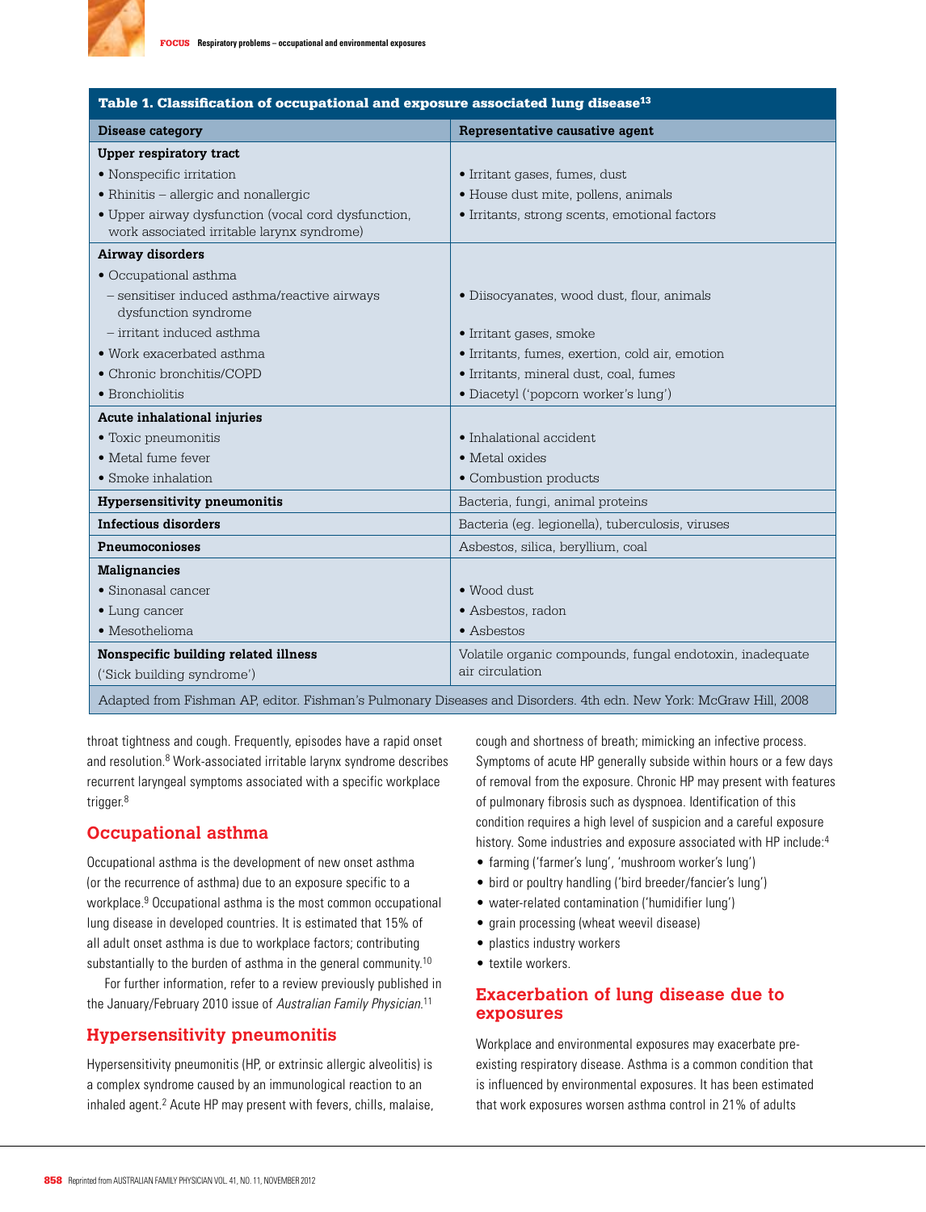**Table 1. Classification of occupational and exposure associated lung disease[13]**

| Disease category | Representative causative agent |
|---|---|
| **Upper respiratory tract** | |
| • Nonspecific irritation | • Irritant gases, fumes, dust |
| • Rhinitis – allergic and nonallergic | • House dust mite, pollens, animals |
| • Upper airway dysfunction (vocal cord dysfunction, work associated irritable larynx syndrome) | • Irritants, strong scents, emotional factors |
| **Airway disorders** | |
| • Occupational asthma | |
| – sensitiser induced asthma/reactive airways dysfunction syndrome | • Diisocyanates, wood dust, flour, animals |
| – irritant induced asthma | • Irritant gases, smoke |
| • Work exacerbated asthma | • Irritants, fumes, exertion, cold air, emotion |
| • Chronic bronchitis/COPD | • Irritants, mineral dust, coal, fumes |
| • Bronchiolitis | • Diacetyl ('popcorn worker's lung') |
| **Acute inhalational injuries** | |
| • Toxic pneumonitis | • Inhalational accident |
| • Metal fume fever | • Metal oxides |
| • Smoke inhalation | • Combustion products |
| **Hypersensitivity pneumonitis** | Bacteria, fungi, animal proteins |
| **Infectious disorders** | Bacteria (eg. legionella), tuberculosis, viruses |
| **Pneumoconioses** | Asbestos, silica, beryllium, coal |
| **Malignancies** | |
| • Sinonasal cancer | • Wood dust |
| • Lung cancer | • Asbestos, radon |
| • Mesothelioma | • Asbestos |
| **Nonspecific building related illness** ('Sick building syndrome') | Volatile organic compounds, fungal endotoxin, inadequate air circulation |

Adapted from Fishman AP, editor. Fishman's Pulmonary Diseases and Disorders. 4th edn. New York: McGraw Hill, 2008

throat tightness and cough. Frequently, episodes have a rapid onset and resolution.[8] Work-associated irritable larynx syndrome describes recurrent laryngeal symptoms associated with a specific workplace trigger.[8]

## Occupational asthma

Occupational asthma is the development of new onset asthma (or the recurrence of asthma) due to an exposure specific to a workplace.[9] Occupational asthma is the most common occupational lung disease in developed countries. It is estimated that 15% of all adult onset asthma is due to workplace factors; contributing substantially to the burden of asthma in the general community.[10]

For further information, refer to a review previously published in the January/February 2010 issue of *Australian Family Physician*.[11]

## Hypersensitivity pneumonitis

Hypersensitivity pneumonitis (HP, or extrinsic allergic alveolitis) is a complex syndrome caused by an immunological reaction to an inhaled agent.[2] Acute HP may present with fevers, chills, malaise, cough and shortness of breath; mimicking an infective process. Symptoms of acute HP generally subside within hours or a few days of removal from the exposure. Chronic HP may present with features of pulmonary fibrosis such as dyspnoea. Identification of this condition requires a high level of suspicion and a careful exposure history. Some industries and exposure associated with HP include:[4]

- farming ('farmer's lung', 'mushroom worker's lung')
- bird or poultry handling ('bird breeder/fancier's lung')
- water-related contamination ('humidifier lung')
- grain processing (wheat weevil disease)
- plastics industry workers
- textile workers.

## Exacerbation of lung disease due to exposures

Workplace and environmental exposures may exacerbate pre-existing respiratory disease. Asthma is a common condition that is influenced by environmental exposures. It has been estimated that work exposures worsen asthma control in 21% of adults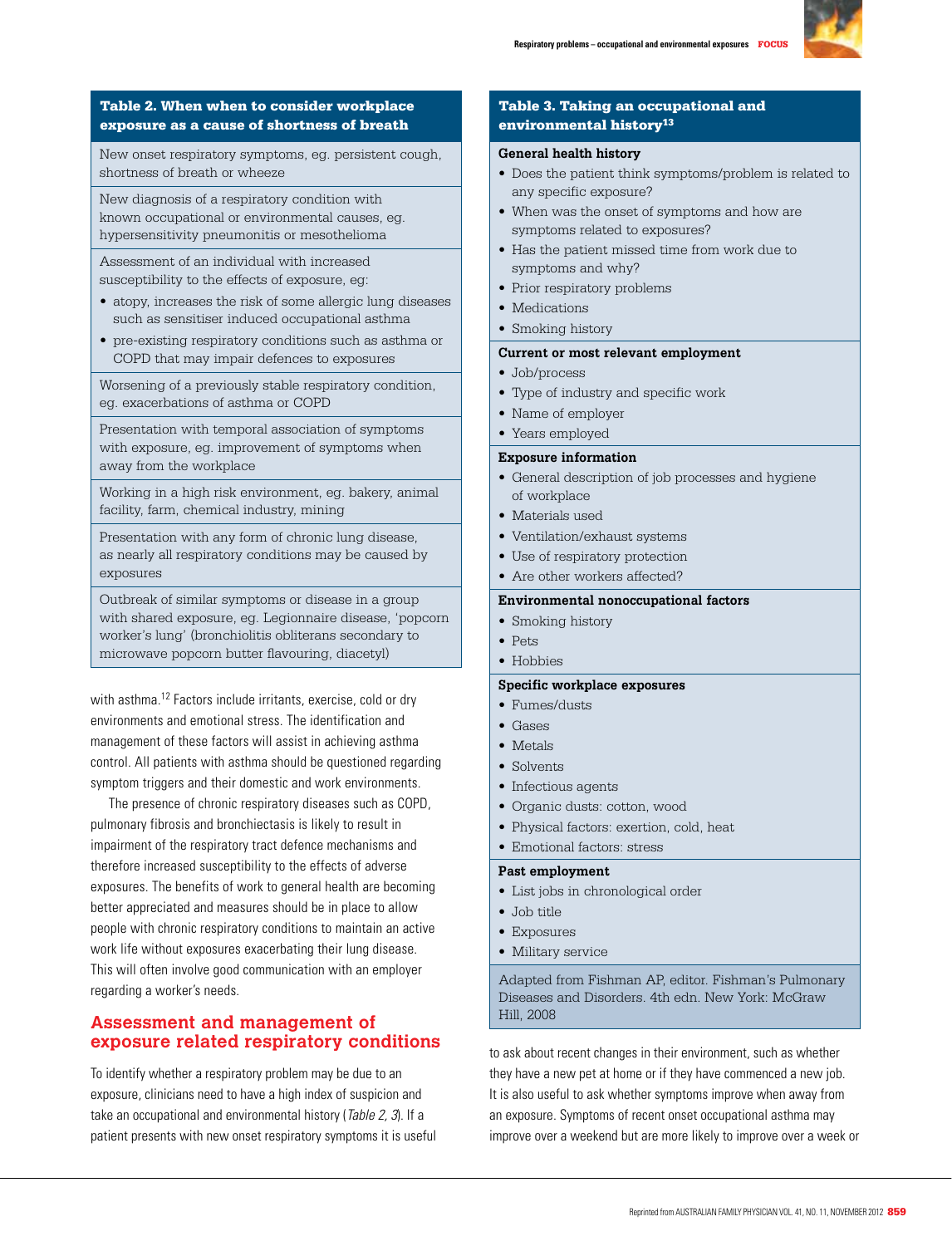**Table 2. When when to consider workplace exposure as a cause of shortness of breath**

| |
|---|
| New onset respiratory symptoms, eg. persistent cough, shortness of breath or wheeze |
| New diagnosis of a respiratory condition with known occupational or environmental causes, eg. hypersensitivity pneumonitis or mesothelioma |
| Assessment of an individual with increased susceptibility to the effects of exposure, eg: • atopy, increases the risk of some allergic lung diseases such as sensitiser induced occupational asthma • pre-existing respiratory conditions such as asthma or COPD that may impair defences to exposures |
| Worsening of a previously stable respiratory condition, eg. exacerbations of asthma or COPD |
| Presentation with temporal association of symptoms with exposure, eg. improvement of symptoms when away from the workplace |
| Working in a high risk environment, eg. bakery, animal facility, farm, chemical industry, mining |
| Presentation with any form of chronic lung disease, as nearly all respiratory conditions may be caused by exposures |
| Outbreak of similar symptoms or disease in a group with shared exposure, eg. Legionnaire disease, 'popcorn worker's lung' (bronchiolitis obliterans secondary to microwave popcorn butter flavouring, diacetyl) |

with asthma.[12] Factors include irritants, exercise, cold or dry environments and emotional stress. The identification and management of these factors will assist in achieving asthma control. All patients with asthma should be questioned regarding symptom triggers and their domestic and work environments.

The presence of chronic respiratory diseases such as COPD, pulmonary fibrosis and bronchiectasis is likely to result in impairment of the respiratory tract defence mechanisms and therefore increased susceptibility to the effects of adverse exposures. The benefits of work to general health are becoming better appreciated and measures should be in place to allow people with chronic respiratory conditions to maintain an active work life without exposures exacerbating their lung disease. This will often involve good communication with an employer regarding a worker's needs.

## Assessment and management of exposure related respiratory conditions

To identify whether a respiratory problem may be due to an exposure, clinicians need to have a high index of suspicion and take an occupational and environmental history (*Table 2, 3*). If a patient presents with new onset respiratory symptoms it is useful to ask about recent changes in their environment, such as whether they have a new pet at home or if they have commenced a new job. It is also useful to ask whether symptoms improve when away from an exposure. Symptoms of recent onset occupational asthma may improve over a weekend but are more likely to improve over a week or

**Table 3. Taking an occupational and environmental history[13]**

**General health history**
- Does the patient think symptoms/problem is related to any specific exposure?
- When was the onset of symptoms and how are symptoms related to exposures?
- Has the patient missed time from work due to symptoms and why?
- Prior respiratory problems
- Medications
- Smoking history

**Current or most relevant employment**
- Job/process
- Type of industry and specific work
- Name of employer
- Years employed

**Exposure information**
- General description of job processes and hygiene of workplace
- Materials used
- Ventilation/exhaust systems
- Use of respiratory protection
- Are other workers affected?

**Environmental nonoccupational factors**
- Smoking history
- Pets
- Hobbies

**Specific workplace exposures**
- Fumes/dusts
- Gases
- Metals
- Solvents
- Infectious agents
- Organic dusts: cotton, wood
- Physical factors: exertion, cold, heat
- Emotional factors: stress

**Past employment**
- List jobs in chronological order
- Job title
- Exposures
- Military service

Adapted from Fishman AP, editor. Fishman's Pulmonary Diseases and Disorders. 4th edn. New York: McGraw Hill, 2008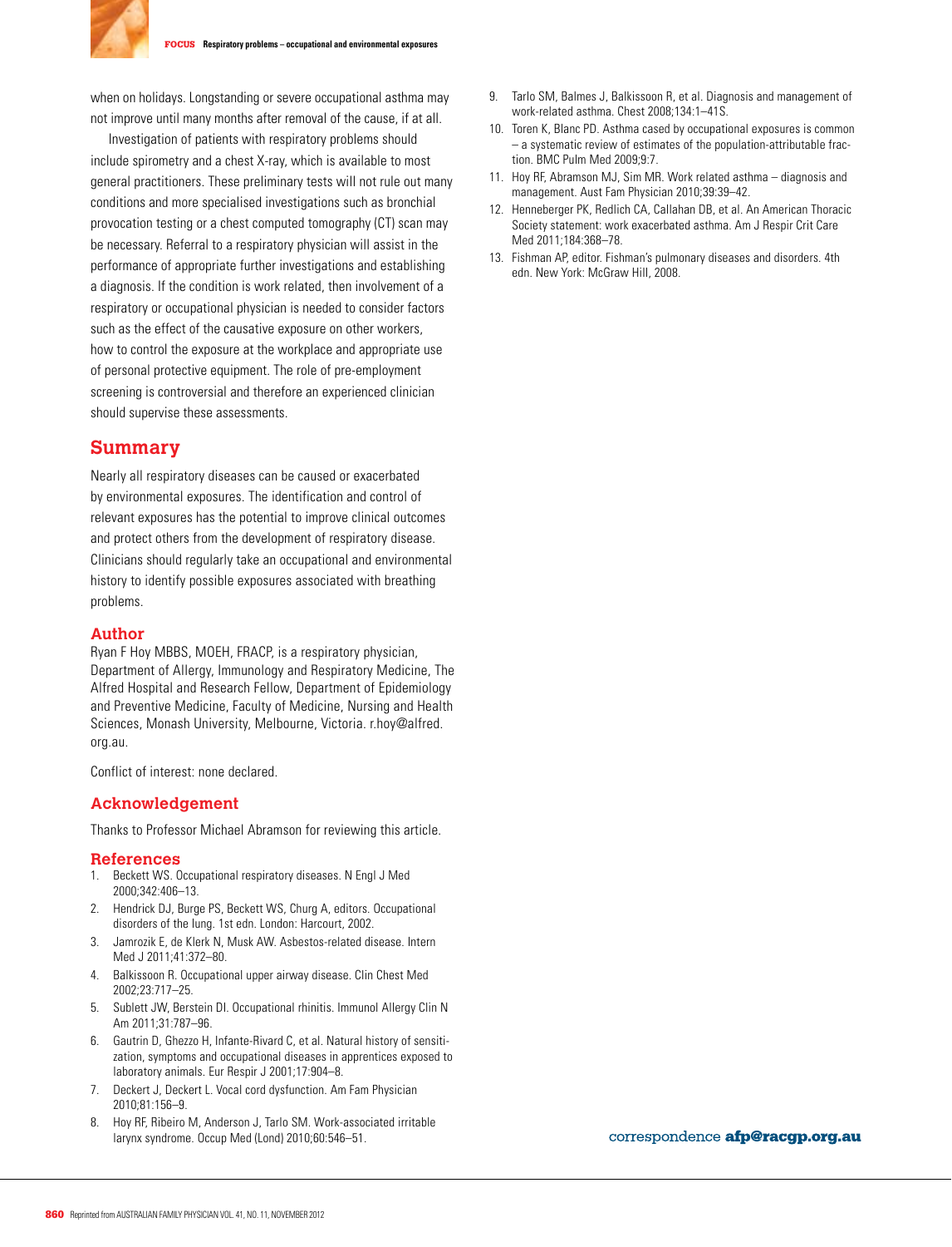when on holidays. Longstanding or severe occupational asthma may not improve until many months after removal of the cause, if at all.

Investigation of patients with respiratory problems should include spirometry and a chest X-ray, which is available to most general practitioners. These preliminary tests will not rule out many conditions and more specialised investigations such as bronchial provocation testing or a chest computed tomography (CT) scan may be necessary. Referral to a respiratory physician will assist in the performance of appropriate further investigations and establishing a diagnosis. If the condition is work related, then involvement of a respiratory or occupational physician is needed to consider factors such as the effect of the causative exposure on other workers, how to control the exposure at the workplace and appropriate use of personal protective equipment. The role of pre-employment screening is controversial and therefore an experienced clinician should supervise these assessments.

## Summary

Nearly all respiratory diseases can be caused or exacerbated by environmental exposures. The identification and control of relevant exposures has the potential to improve clinical outcomes and protect others from the development of respiratory disease. Clinicians should regularly take an occupational and environmental history to identify possible exposures associated with breathing problems.

### Author

Ryan F Hoy MBBS, MOEH, FRACP, is a respiratory physician, Department of Allergy, Immunology and Respiratory Medicine, The Alfred Hospital and Research Fellow, Department of Epidemiology and Preventive Medicine, Faculty of Medicine, Nursing and Health Sciences, Monash University, Melbourne, Victoria. r.hoy@alfred.org.au.

Conflict of interest: none declared.

### Acknowledgement

Thanks to Professor Michael Abramson for reviewing this article.

### References

1. Beckett WS. Occupational respiratory diseases. N Engl J Med 2000;342:406–13.
2. Hendrick DJ, Burge PS, Beckett WS, Churg A, editors. Occupational disorders of the lung. 1st edn. London: Harcourt, 2002.
3. Jamrozik E, de Klerk N, Musk AW. Asbestos-related disease. Intern Med J 2011;41:372–80.
4. Balkissoon R. Occupational upper airway disease. Clin Chest Med 2002;23:717–25.
5. Sublett JW, Berstein DI. Occupational rhinitis. Immunol Allergy Clin N Am 2011;31:787–96.
6. Gautrin D, Ghezzo H, Infante-Rivard C, et al. Natural history of sensitization, symptoms and occupational diseases in apprentices exposed to laboratory animals. Eur Respir J 2001;17:904–8.
7. Deckert J, Deckert L. Vocal cord dysfunction. Am Fam Physician 2010;81:156–9.
8. Hoy RF, Ribeiro M, Anderson J, Tarlo SM. Work-associated irritable larynx syndrome. Occup Med (Lond) 2010;60:546–51.
9. Tarlo SM, Balmes J, Balkissoon R, et al. Diagnosis and management of work-related asthma. Chest 2008;134:1–41S.
10. Toren K, Blanc PD. Asthma cased by occupational exposures is common – a systematic review of estimates of the population-attributable fraction. BMC Pulm Med 2009;9:7.
11. Hoy RF, Abramson MJ, Sim MR. Work related asthma – diagnosis and management. Aust Fam Physician 2010;39:39–42.
12. Henneberger PK, Redlich CA, Callahan DB, et al. An American Thoracic Society statement: work exacerbated asthma. Am J Respir Crit Care Med 2011;184:368–78.
13. Fishman AP, editor. Fishman's pulmonary diseases and disorders. 4th edn. New York: McGraw Hill, 2008.

correspondence **afp@racgp.org.au**